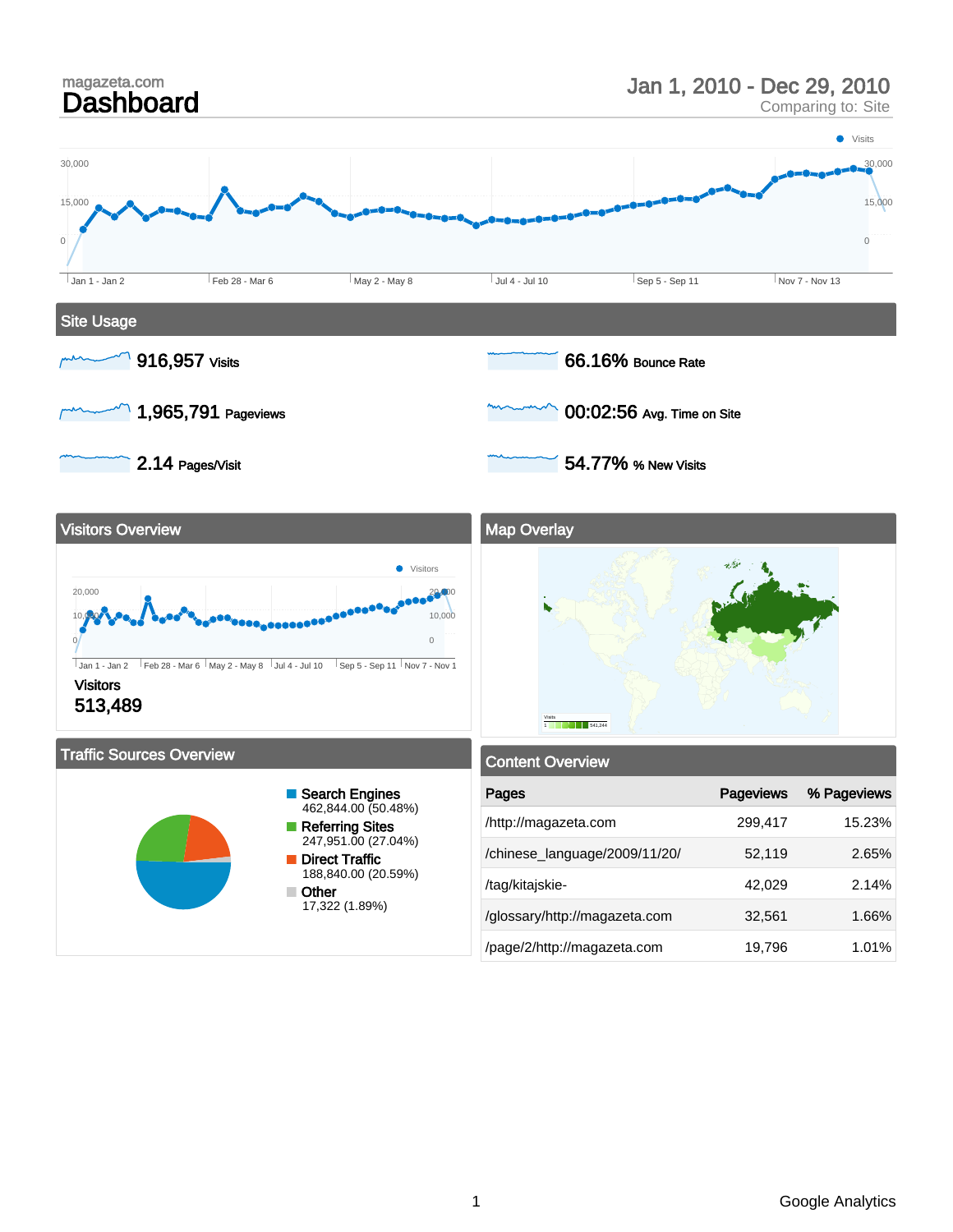magazeta.com

# Dashboard

Jan 1, 2010 - Dec 29, 2010
Comparing to: Site

Visits

30,000
15,000
0

Jan 1 - Jan 2 | Feb 28 - Mar 6 | May 2 - May 8 | Jul 4 - Jul 10 | Sep 5 - Sep 11 | Nov 7 - Nov 13

## Site Usage

**916,957** Visits

**66.16%** Bounce Rate

**1,965,791** Pageviews

**00:02:56** Avg. Time on Site

**2.14** Pages/Visit

**54.77%** % New Visits

## Visitors Overview

Visitors

20,000
10,000
0

Jan 1 - Jan 2 | Feb 28 - Mar 6 | May 2 - May 8 | Jul 4 - Jul 10 | Sep 5 - Sep 11 | Nov 7 - Nov 1

Visitors
**513,489**

## Map Overlay

Visits
1 — 541,244

## Traffic Sources Overview

- **Search Engines** 462,844.00 (50.48%)
- **Referring Sites** 247,951.00 (27.04%)
- **Direct Traffic** 188,840.00 (20.59%)
- **Other** 17,322 (1.89%)

## Content Overview

| Pages | Pageviews | % Pageviews |
|---|---|---|
| /http://magazeta.com | 299,417 | 15.23% |
| /chinese_language/2009/11/20/ | 52,119 | 2.65% |
| /tag/kitajskie- | 42,029 | 2.14% |
| /glossary/http://magazeta.com | 32,561 | 1.66% |
| /page/2/http://magazeta.com | 19,796 | 1.01% |

Google Analytics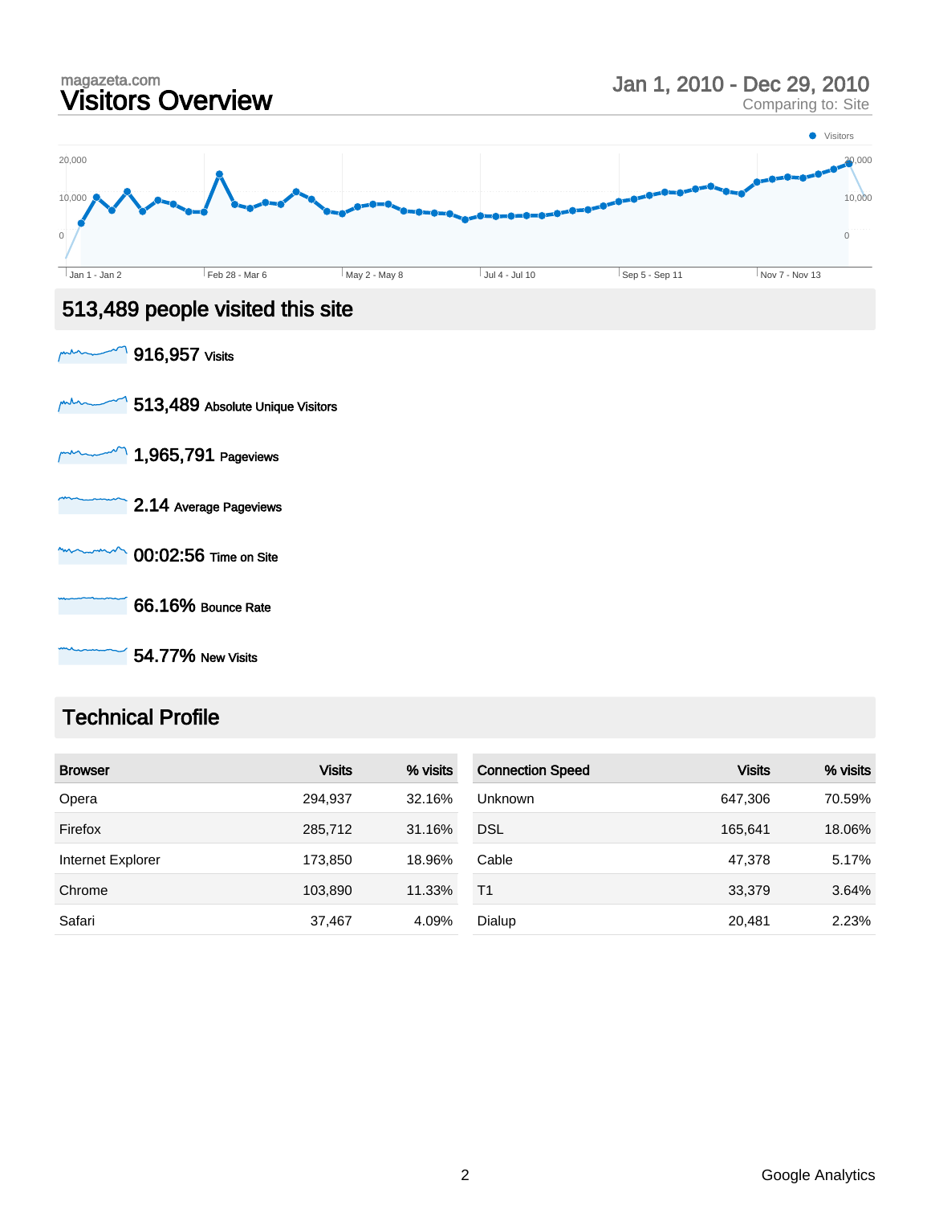magazeta.com

# Visitors Overview

Jan 1, 2010 - Dec 29, 2010

Comparing to: Site

## 513,489 people visited this site

**916,957** Visits

**513,489** Absolute Unique Visitors

**1,965,791** Pageviews

**2.14** Average Pageviews

**00:02:56** Time on Site

**66.16%** Bounce Rate

**54.77%** New Visits

## Technical Profile

| Browser | Visits | % visits |
| --- | --- | --- |
| Opera | 294,937 | 32.16% |
| Firefox | 285,712 | 31.16% |
| Internet Explorer | 173,850 | 18.96% |
| Chrome | 103,890 | 11.33% |
| Safari | 37,467 | 4.09% |

| Connection Speed | Visits | % visits |
| --- | --- | --- |
| Unknown | 647,306 | 70.59% |
| DSL | 165,641 | 18.06% |
| Cable | 47,378 | 5.17% |
| T1 | 33,379 | 3.64% |
| Dialup | 20,481 | 2.23% |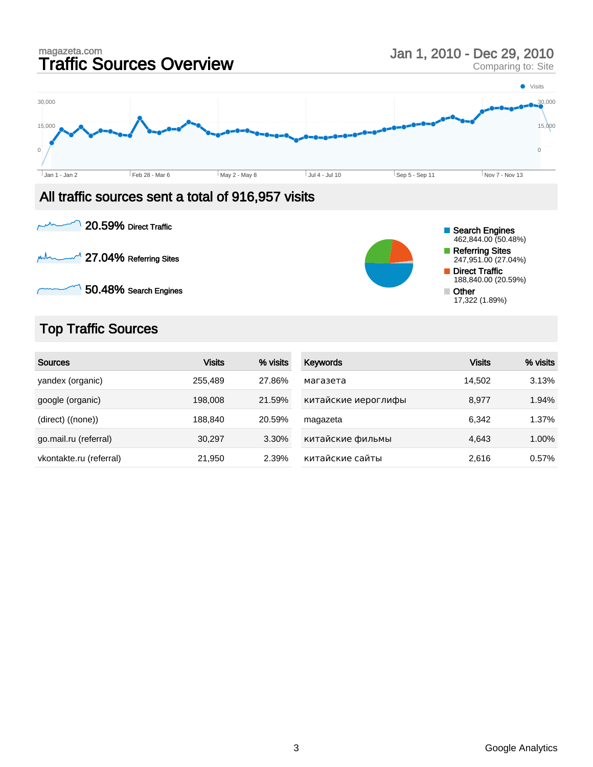magazeta.com

# Traffic Sources Overview

Jan 1, 2010 - Dec 29, 2010
Comparing to: Site

## All traffic sources sent a total of 916,957 visits

**20.59%** Direct Traffic

**27.04%** Referring Sites

**50.48%** Search Engines

- Search Engines 462,844.00 (50.48%)
- Referring Sites 247,951.00 (27.04%)
- Direct Traffic 188,840.00 (20.59%)
- Other 17,322 (1.89%)

## Top Traffic Sources

| Sources | Visits | % visits |
|---|---|---|
| yandex (organic) | 255,489 | 27.86% |
| google (organic) | 198,008 | 21.59% |
| (direct) ((none)) | 188,840 | 20.59% |
| go.mail.ru (referral) | 30,297 | 3.30% |
| vkontakte.ru (referral) | 21,950 | 2.39% |

| Keywords | Visits | % visits |
|---|---|---|
| магазета | 14,502 | 3.13% |
| китайские иероглифы | 8,977 | 1.94% |
| magazeta | 6,342 | 1.37% |
| китайские фильмы | 4,643 | 1.00% |
| китайские сайты | 2,616 | 0.57% |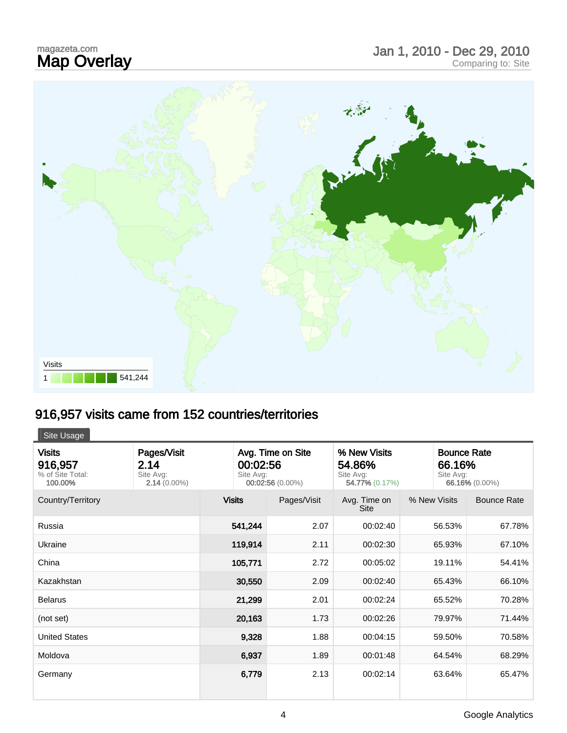magazeta.com

# Map Overlay

Jan 1, 2010 - Dec 29, 2010
Comparing to: Site

Visits
1 541,244

## 916,957 visits came from 152 countries/territories

Site Usage

| Visits | Pages/Visit | Avg. Time on Site | % New Visits | Bounce Rate |
|---|---|---|---|---|
| 916,957 | 2.14 | 00:02:56 | 54.86% | 66.16% |
| % of Site Total: 100.00% | Site Avg: 2.14 (0.00%) | Site Avg: 00:02:56 (0.00%) | Site Avg: 54.77% (0.17%) | Site Avg: 66.16% (0.00%) |

| Country/Territory | Visits | Pages/Visit | Avg. Time on Site | % New Visits | Bounce Rate |
|---|---|---|---|---|---|
| Russia | 541,244 | 2.07 | 00:02:40 | 56.53% | 67.78% |
| Ukraine | 119,914 | 2.11 | 00:02:30 | 65.93% | 67.10% |
| China | 105,771 | 2.72 | 00:05:02 | 19.11% | 54.41% |
| Kazakhstan | 30,550 | 2.09 | 00:02:40 | 65.43% | 66.10% |
| Belarus | 21,299 | 2.01 | 00:02:24 | 65.52% | 70.28% |
| (not set) | 20,163 | 1.73 | 00:02:26 | 79.97% | 71.44% |
| United States | 9,328 | 1.88 | 00:04:15 | 59.50% | 70.58% |
| Moldova | 6,937 | 1.89 | 00:01:48 | 64.54% | 68.29% |
| Germany | 6,779 | 2.13 | 00:02:14 | 63.64% | 65.47% |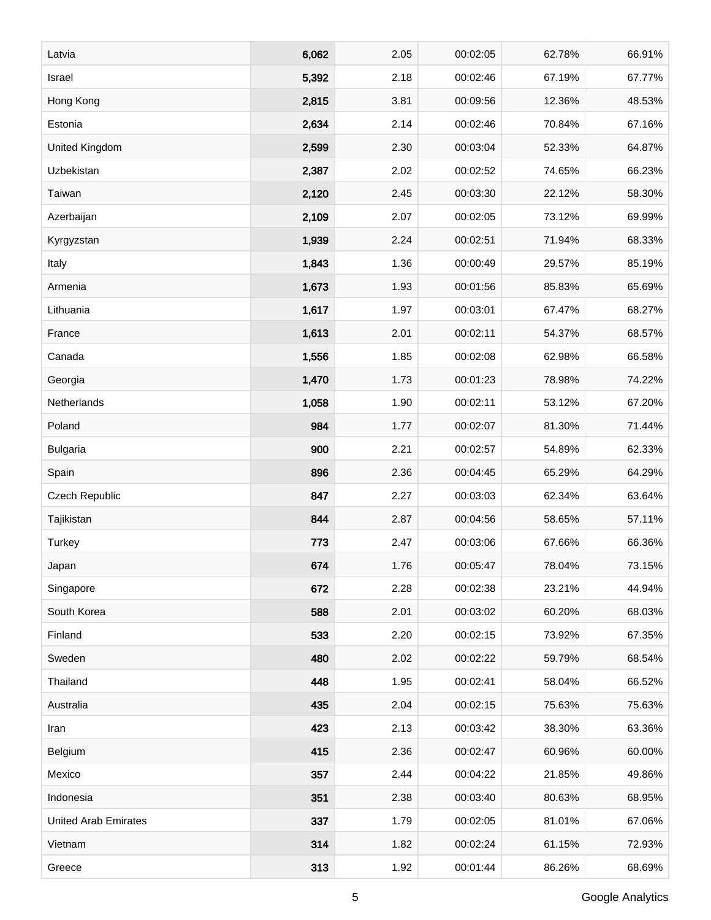| | | | | | |
|---|---|---|---|---|---|
| Latvia | **6,062** | 2.05 | 00:02:05 | 62.78% | 66.91% |
| Israel | **5,392** | 2.18 | 00:02:46 | 67.19% | 67.77% |
| Hong Kong | **2,815** | 3.81 | 00:09:56 | 12.36% | 48.53% |
| Estonia | **2,634** | 2.14 | 00:02:46 | 70.84% | 67.16% |
| United Kingdom | **2,599** | 2.30 | 00:03:04 | 52.33% | 64.87% |
| Uzbekistan | **2,387** | 2.02 | 00:02:52 | 74.65% | 66.23% |
| Taiwan | **2,120** | 2.45 | 00:03:30 | 22.12% | 58.30% |
| Azerbaijan | **2,109** | 2.07 | 00:02:05 | 73.12% | 69.99% |
| Kyrgyzstan | **1,939** | 2.24 | 00:02:51 | 71.94% | 68.33% |
| Italy | **1,843** | 1.36 | 00:00:49 | 29.57% | 85.19% |
| Armenia | **1,673** | 1.93 | 00:01:56 | 85.83% | 65.69% |
| Lithuania | **1,617** | 1.97 | 00:03:01 | 67.47% | 68.27% |
| France | **1,613** | 2.01 | 00:02:11 | 54.37% | 68.57% |
| Canada | **1,556** | 1.85 | 00:02:08 | 62.98% | 66.58% |
| Georgia | **1,470** | 1.73 | 00:01:23 | 78.98% | 74.22% |
| Netherlands | **1,058** | 1.90 | 00:02:11 | 53.12% | 67.20% |
| Poland | **984** | 1.77 | 00:02:07 | 81.30% | 71.44% |
| Bulgaria | **900** | 2.21 | 00:02:57 | 54.89% | 62.33% |
| Spain | **896** | 2.36 | 00:04:45 | 65.29% | 64.29% |
| Czech Republic | **847** | 2.27 | 00:03:03 | 62.34% | 63.64% |
| Tajikistan | **844** | 2.87 | 00:04:56 | 58.65% | 57.11% |
| Turkey | **773** | 2.47 | 00:03:06 | 67.66% | 66.36% |
| Japan | **674** | 1.76 | 00:05:47 | 78.04% | 73.15% |
| Singapore | **672** | 2.28 | 00:02:38 | 23.21% | 44.94% |
| South Korea | **588** | 2.01 | 00:03:02 | 60.20% | 68.03% |
| Finland | **533** | 2.20 | 00:02:15 | 73.92% | 67.35% |
| Sweden | **480** | 2.02 | 00:02:22 | 59.79% | 68.54% |
| Thailand | **448** | 1.95 | 00:02:41 | 58.04% | 66.52% |
| Australia | **435** | 2.04 | 00:02:15 | 75.63% | 75.63% |
| Iran | **423** | 2.13 | 00:03:42 | 38.30% | 63.36% |
| Belgium | **415** | 2.36 | 00:02:47 | 60.96% | 60.00% |
| Mexico | **357** | 2.44 | 00:04:22 | 21.85% | 49.86% |
| Indonesia | **351** | 2.38 | 00:03:40 | 80.63% | 68.95% |
| United Arab Emirates | **337** | 1.79 | 00:02:05 | 81.01% | 67.06% |
| Vietnam | **314** | 1.82 | 00:02:24 | 61.15% | 72.93% |
| Greece | **313** | 1.92 | 00:01:44 | 86.26% | 68.69% |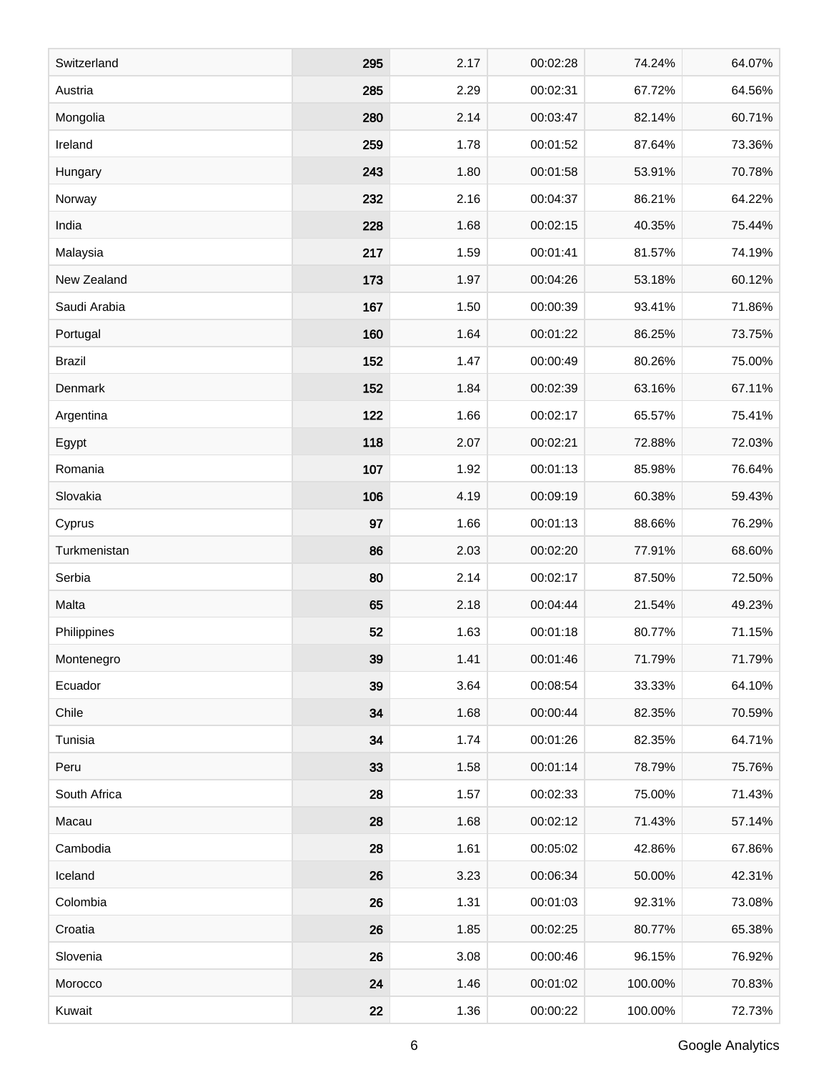| | | | | | |
|---|---|---|---|---|---|
| Switzerland | **295** | 2.17 | 00:02:28 | 74.24% | 64.07% |
| Austria | **285** | 2.29 | 00:02:31 | 67.72% | 64.56% |
| Mongolia | **280** | 2.14 | 00:03:47 | 82.14% | 60.71% |
| Ireland | **259** | 1.78 | 00:01:52 | 87.64% | 73.36% |
| Hungary | **243** | 1.80 | 00:01:58 | 53.91% | 70.78% |
| Norway | **232** | 2.16 | 00:04:37 | 86.21% | 64.22% |
| India | **228** | 1.68 | 00:02:15 | 40.35% | 75.44% |
| Malaysia | **217** | 1.59 | 00:01:41 | 81.57% | 74.19% |
| New Zealand | **173** | 1.97 | 00:04:26 | 53.18% | 60.12% |
| Saudi Arabia | **167** | 1.50 | 00:00:39 | 93.41% | 71.86% |
| Portugal | **160** | 1.64 | 00:01:22 | 86.25% | 73.75% |
| Brazil | **152** | 1.47 | 00:00:49 | 80.26% | 75.00% |
| Denmark | **152** | 1.84 | 00:02:39 | 63.16% | 67.11% |
| Argentina | **122** | 1.66 | 00:02:17 | 65.57% | 75.41% |
| Egypt | **118** | 2.07 | 00:02:21 | 72.88% | 72.03% |
| Romania | **107** | 1.92 | 00:01:13 | 85.98% | 76.64% |
| Slovakia | **106** | 4.19 | 00:09:19 | 60.38% | 59.43% |
| Cyprus | **97** | 1.66 | 00:01:13 | 88.66% | 76.29% |
| Turkmenistan | **86** | 2.03 | 00:02:20 | 77.91% | 68.60% |
| Serbia | **80** | 2.14 | 00:02:17 | 87.50% | 72.50% |
| Malta | **65** | 2.18 | 00:04:44 | 21.54% | 49.23% |
| Philippines | **52** | 1.63 | 00:01:18 | 80.77% | 71.15% |
| Montenegro | **39** | 1.41 | 00:01:46 | 71.79% | 71.79% |
| Ecuador | **39** | 3.64 | 00:08:54 | 33.33% | 64.10% |
| Chile | **34** | 1.68 | 00:00:44 | 82.35% | 70.59% |
| Tunisia | **34** | 1.74 | 00:01:26 | 82.35% | 64.71% |
| Peru | **33** | 1.58 | 00:01:14 | 78.79% | 75.76% |
| South Africa | **28** | 1.57 | 00:02:33 | 75.00% | 71.43% |
| Macau | **28** | 1.68 | 00:02:12 | 71.43% | 57.14% |
| Cambodia | **28** | 1.61 | 00:05:02 | 42.86% | 67.86% |
| Iceland | **26** | 3.23 | 00:06:34 | 50.00% | 42.31% |
| Colombia | **26** | 1.31 | 00:01:03 | 92.31% | 73.08% |
| Croatia | **26** | 1.85 | 00:02:25 | 80.77% | 65.38% |
| Slovenia | **26** | 3.08 | 00:00:46 | 96.15% | 76.92% |
| Morocco | **24** | 1.46 | 00:01:02 | 100.00% | 70.83% |
| Kuwait | **22** | 1.36 | 00:00:22 | 100.00% | 72.73% |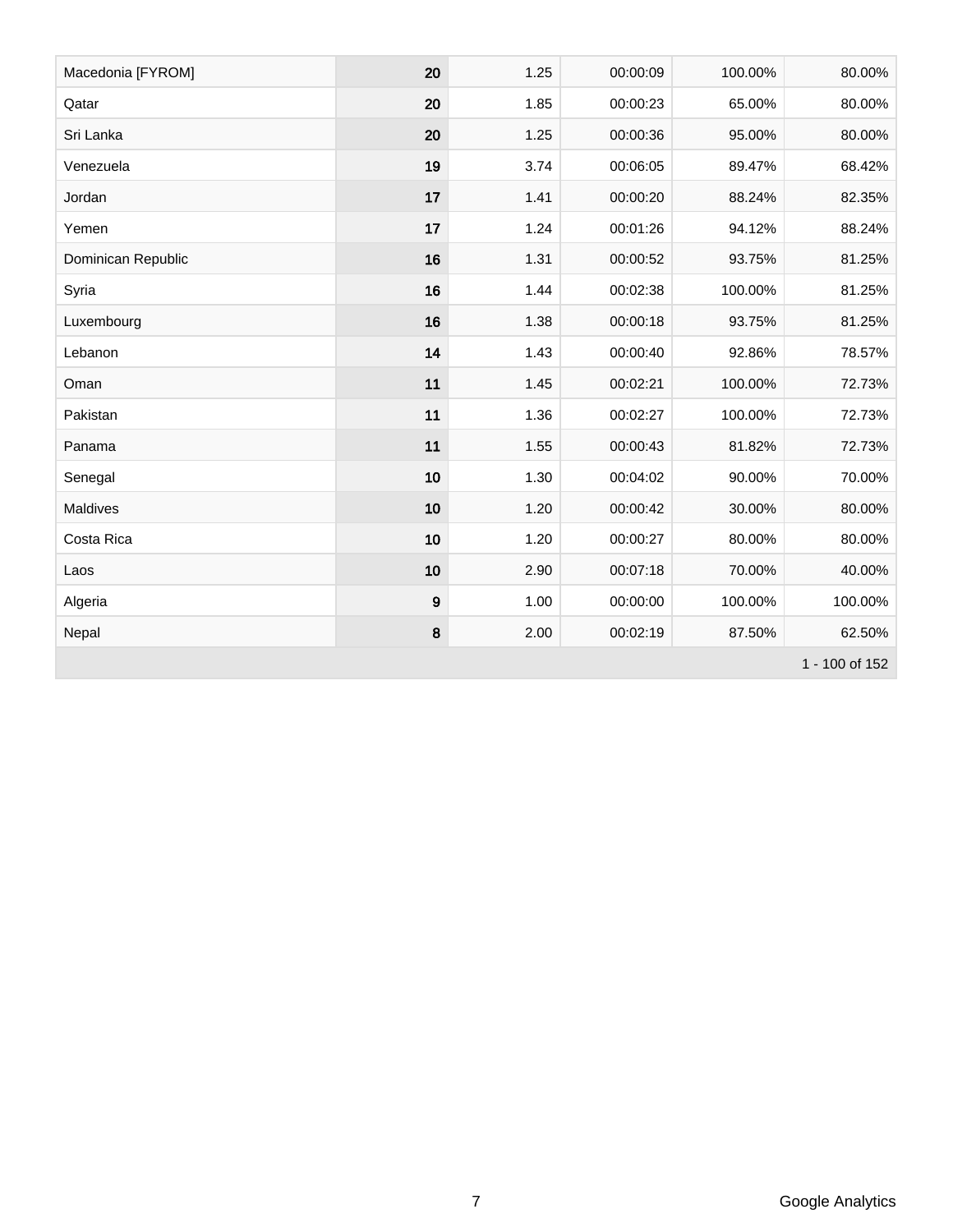| | | | | | |
|---|---|---|---|---|---|
| Macedonia [FYROM] | 20 | 1.25 | 00:00:09 | 100.00% | 80.00% |
| Qatar | 20 | 1.85 | 00:00:23 | 65.00% | 80.00% |
| Sri Lanka | 20 | 1.25 | 00:00:36 | 95.00% | 80.00% |
| Venezuela | 19 | 3.74 | 00:06:05 | 89.47% | 68.42% |
| Jordan | 17 | 1.41 | 00:00:20 | 88.24% | 82.35% |
| Yemen | 17 | 1.24 | 00:01:26 | 94.12% | 88.24% |
| Dominican Republic | 16 | 1.31 | 00:00:52 | 93.75% | 81.25% |
| Syria | 16 | 1.44 | 00:02:38 | 100.00% | 81.25% |
| Luxembourg | 16 | 1.38 | 00:00:18 | 93.75% | 81.25% |
| Lebanon | 14 | 1.43 | 00:00:40 | 92.86% | 78.57% |
| Oman | 11 | 1.45 | 00:02:21 | 100.00% | 72.73% |
| Pakistan | 11 | 1.36 | 00:02:27 | 100.00% | 72.73% |
| Panama | 11 | 1.55 | 00:00:43 | 81.82% | 72.73% |
| Senegal | 10 | 1.30 | 00:04:02 | 90.00% | 70.00% |
| Maldives | 10 | 1.20 | 00:00:42 | 30.00% | 80.00% |
| Costa Rica | 10 | 1.20 | 00:00:27 | 80.00% | 80.00% |
| Laos | 10 | 2.90 | 00:07:18 | 70.00% | 40.00% |
| Algeria | 9 | 1.00 | 00:00:00 | 100.00% | 100.00% |
| Nepal | 8 | 2.00 | 00:02:19 | 87.50% | 62.50% |
| | | | | | 1 - 100 of 152 |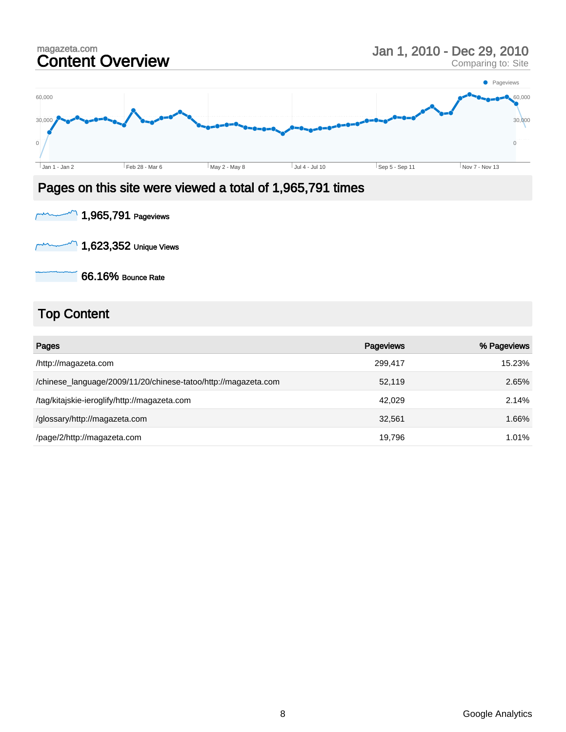magazeta.com

# Content Overview

Jan 1, 2010 - Dec 29, 2010
Comparing to: Site

Pageviews

60,000
30,000
0

60,000
30,000
0

Jan 1 - Jan 2
Feb 28 - Mar 6
May 2 - May 8
Jul 4 - Jul 10
Sep 5 - Sep 11
Nov 7 - Nov 13

## Pages on this site were viewed a total of 1,965,791 times

**1,965,791** Pageviews

**1,623,352** Unique Views

**66.16%** Bounce Rate

## Top Content

| Pages | Pageviews | % Pageviews |
|---|---|---|
| /http://magazeta.com | 299,417 | 15.23% |
| /chinese_language/2009/11/20/chinese-tatoo/http://magazeta.com | 52,119 | 2.65% |
| /tag/kitajskie-ieroglify/http://magazeta.com | 42,029 | 2.14% |
| /glossary/http://magazeta.com | 32,561 | 1.66% |
| /page/2/http://magazeta.com | 19,796 | 1.01% |